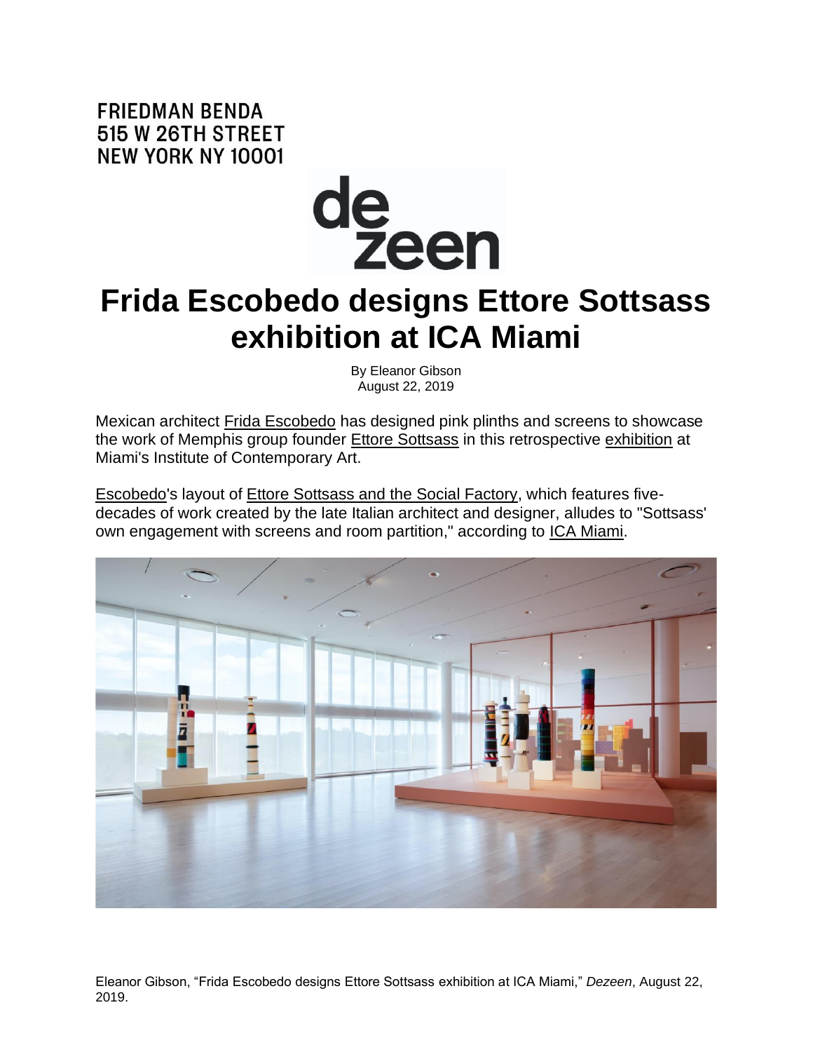FRIEDMAN BENDA
515 W 26TH STREET
NEW YORK NY 10001

dezeen

# Frida Escobedo designs Ettore Sottsass exhibition at ICA Miami

By Eleanor Gibson
August 22, 2019

Mexican architect Frida Escobedo has designed pink plinths and screens to showcase the work of Memphis group founder Ettore Sottsass in this retrospective exhibition at Miami's Institute of Contemporary Art.

Escobedo's layout of Ettore Sottsass and the Social Factory, which features five-decades of work created by the late Italian architect and designer, alludes to "Sottsass' own engagement with screens and room partition," according to ICA Miami.

Eleanor Gibson, "Frida Escobedo designs Ettore Sottsass exhibition at ICA Miami," *Dezeen*, August 22, 2019.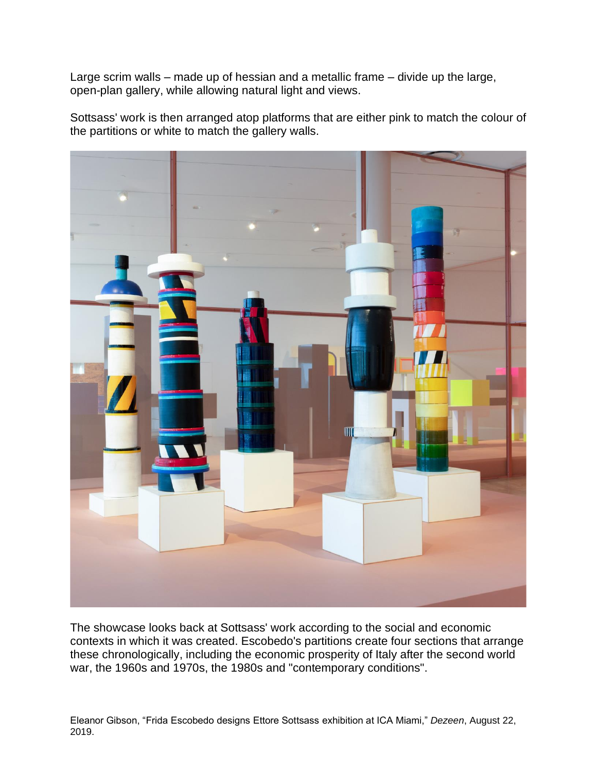Large scrim walls – made up of hessian and a metallic frame – divide up the large, open-plan gallery, while allowing natural light and views.

Sottsass' work is then arranged atop platforms that are either pink to match the colour of the partitions or white to match the gallery walls.

The showcase looks back at Sottsass' work according to the social and economic contexts in which it was created. Escobedo's partitions create four sections that arrange these chronologically, including the economic prosperity of Italy after the second world war, the 1960s and 1970s, the 1980s and "contemporary conditions".

Eleanor Gibson, "Frida Escobedo designs Ettore Sottsass exhibition at ICA Miami," *Dezeen*, August 22, 2019.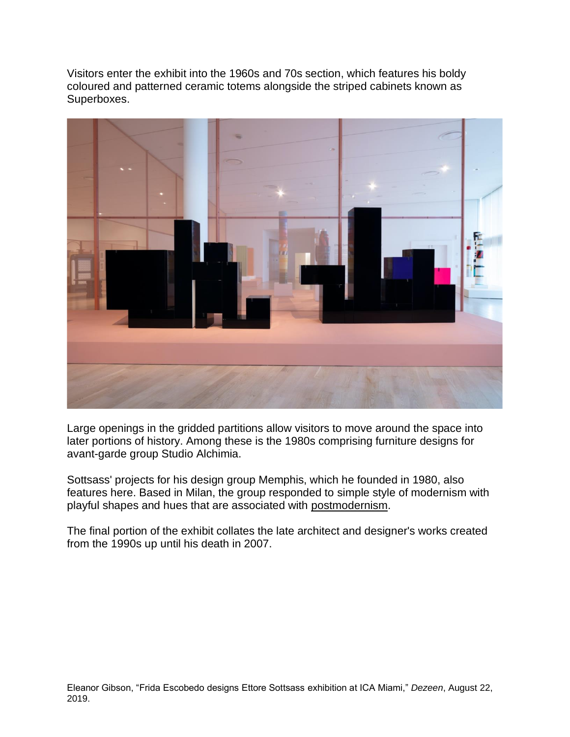Visitors enter the exhibit into the 1960s and 70s section, which features his boldy coloured and patterned ceramic totems alongside the striped cabinets known as Superboxes.

Large openings in the gridded partitions allow visitors to move around the space into later portions of history. Among these is the 1980s comprising furniture designs for avant-garde group Studio Alchimia.

Sottsass' projects for his design group Memphis, which he founded in 1980, also features here. Based in Milan, the group responded to simple style of modernism with playful shapes and hues that are associated with postmodernism.

The final portion of the exhibit collates the late architect and designer's works created from the 1990s up until his death in 2007.

Eleanor Gibson, "Frida Escobedo designs Ettore Sottsass exhibition at ICA Miami," *Dezeen*, August 22, 2019.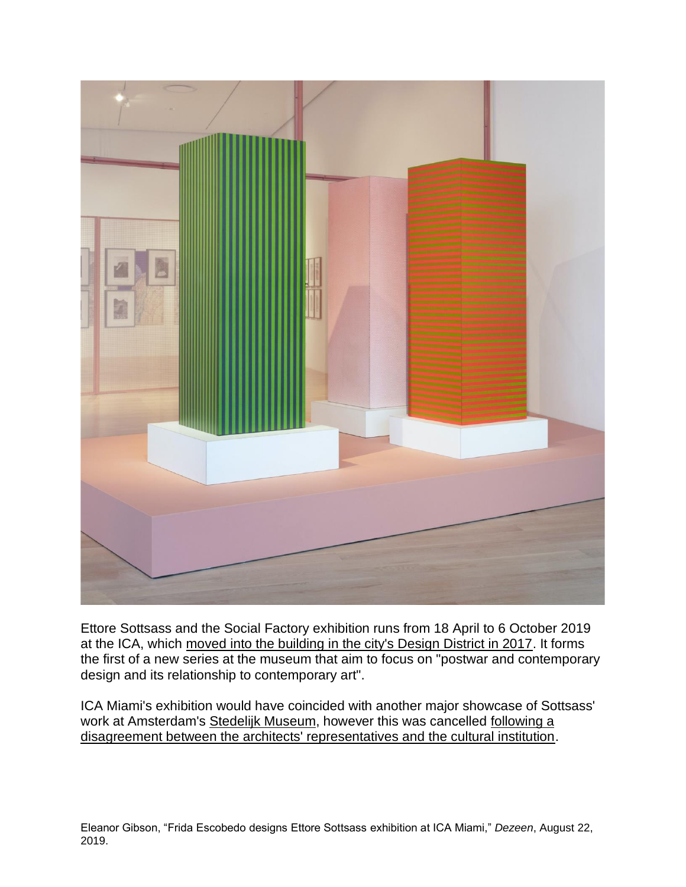Ettore Sottsass and the Social Factory exhibition runs from 18 April to 6 October 2019 at the ICA, which moved into the building in the city's Design District in 2017. It forms the first of a new series at the museum that aim to focus on "postwar and contemporary design and its relationship to contemporary art".

ICA Miami's exhibition would have coincided with another major showcase of Sottsass' work at Amsterdam's Stedelijk Museum, however this was cancelled following a disagreement between the architects' representatives and the cultural institution.

Eleanor Gibson, "Frida Escobedo designs Ettore Sottsass exhibition at ICA Miami," *Dezeen*, August 22, 2019.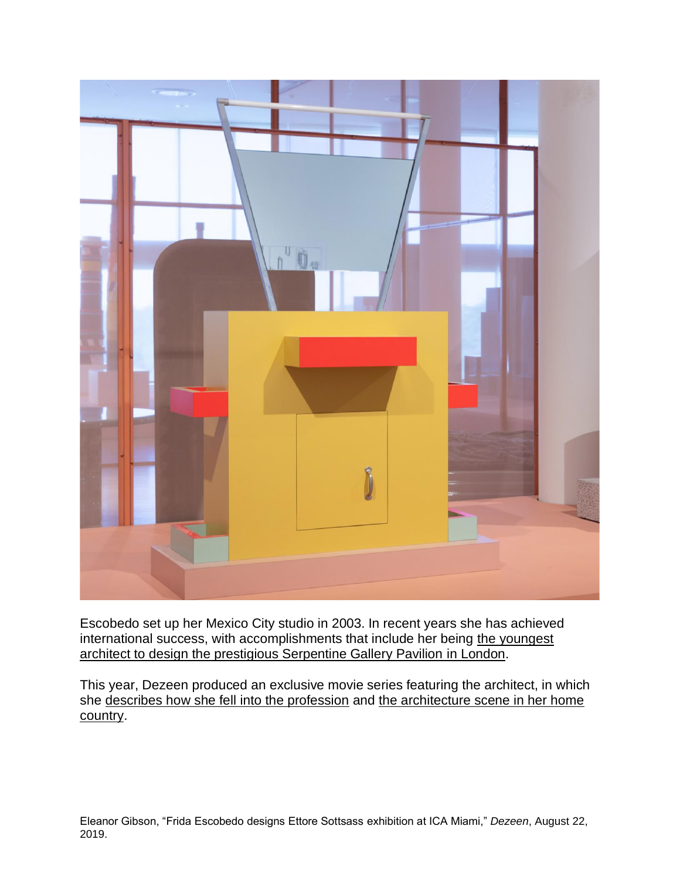Escobedo set up her Mexico City studio in 2003. In recent years she has achieved international success, with accomplishments that include her being the youngest architect to design the prestigious Serpentine Gallery Pavilion in London.

This year, Dezeen produced an exclusive movie series featuring the architect, in which she describes how she fell into the profession and the architecture scene in her home country.

Eleanor Gibson, "Frida Escobedo designs Ettore Sottsass exhibition at ICA Miami," *Dezeen*, August 22, 2019.